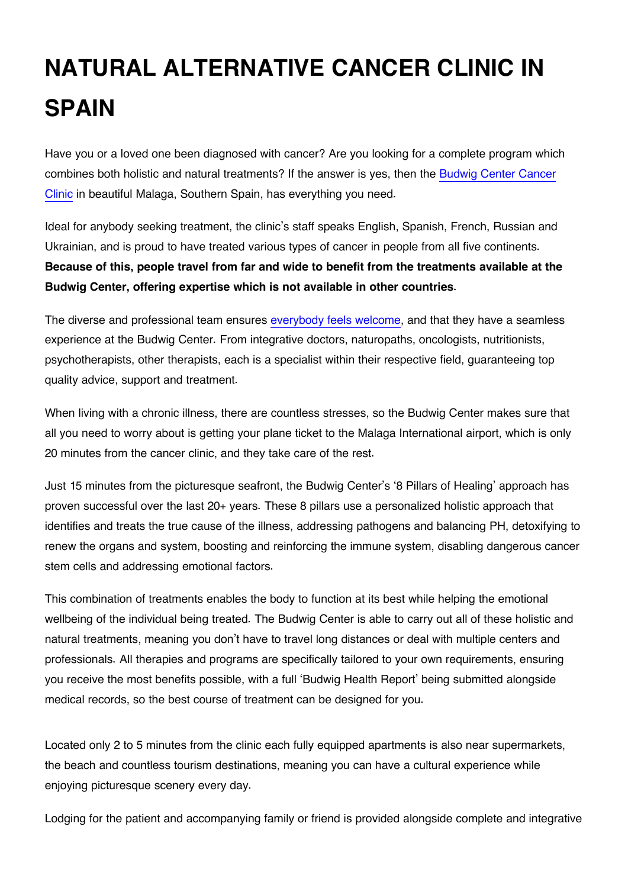# NATURAL ALTERNATIVE CANCER CLINIC IN SPAIN

Have you or a loved one been diagnosed with cancer? Are you looking for a complete program which combines both holistic and natural treatments? If the answer is yes, then the Budwig Center Cancer Clinic in beautiful Malaga, Southern Spain, has everything you need.

Ideal for anybody seeking treatment, the clinic's staff speaks English, Spanish, French, Russian and Ukrainian, and is proud to have treated various types of cancer in people from all five continents. **Because of this, people travel from far and wide to benefit from the treatments available at the Budwig Center, offering expertise which is not available in other countries.**

The diverse and professional team ensures everybody feels welcome, and that they have a seamless experience at the Budwig Center. From integrative doctors, naturopaths, oncologists, nutritionists, psychotherapists, other therapists, each is a specialist within their respective field, guaranteeing top quality advice, support and treatment.

When living with a chronic illness, there are countless stresses, so the Budwig Center makes sure that all you need to worry about is getting your plane ticket to the Malaga International airport, which is only 20 minutes from the cancer clinic, and they take care of the rest.

Just 15 minutes from the picturesque seafront, the Budwig Center's '8 Pillars of Healing' approach has proven successful over the last 20+ years. These 8 pillars use a personalized holistic approach that identifies and treats the true cause of the illness, addressing pathogens and balancing PH, detoxifying to renew the organs and system, boosting and reinforcing the immune system, disabling dangerous cancer stem cells and addressing emotional factors.

This combination of treatments enables the body to function at its best while helping the emotional wellbeing of the individual being treated. The Budwig Center is able to carry out all of these holistic and natural treatments, meaning you don't have to travel long distances or deal with multiple centers and professionals. All therapies and programs are specifically tailored to your own requirements, ensuring you receive the most benefits possible, with a full 'Budwig Health Report' being submitted alongside medical records, so the best course of treatment can be designed for you.

Located only 2 to 5 minutes from the clinic each fully equipped apartments is also near supermarkets, the beach and countless tourism destinations, meaning you can have a cultural experience while enjoying picturesque scenery every day.

Lodging for the patient and accompanying family or friend is provided alongside complete and integrative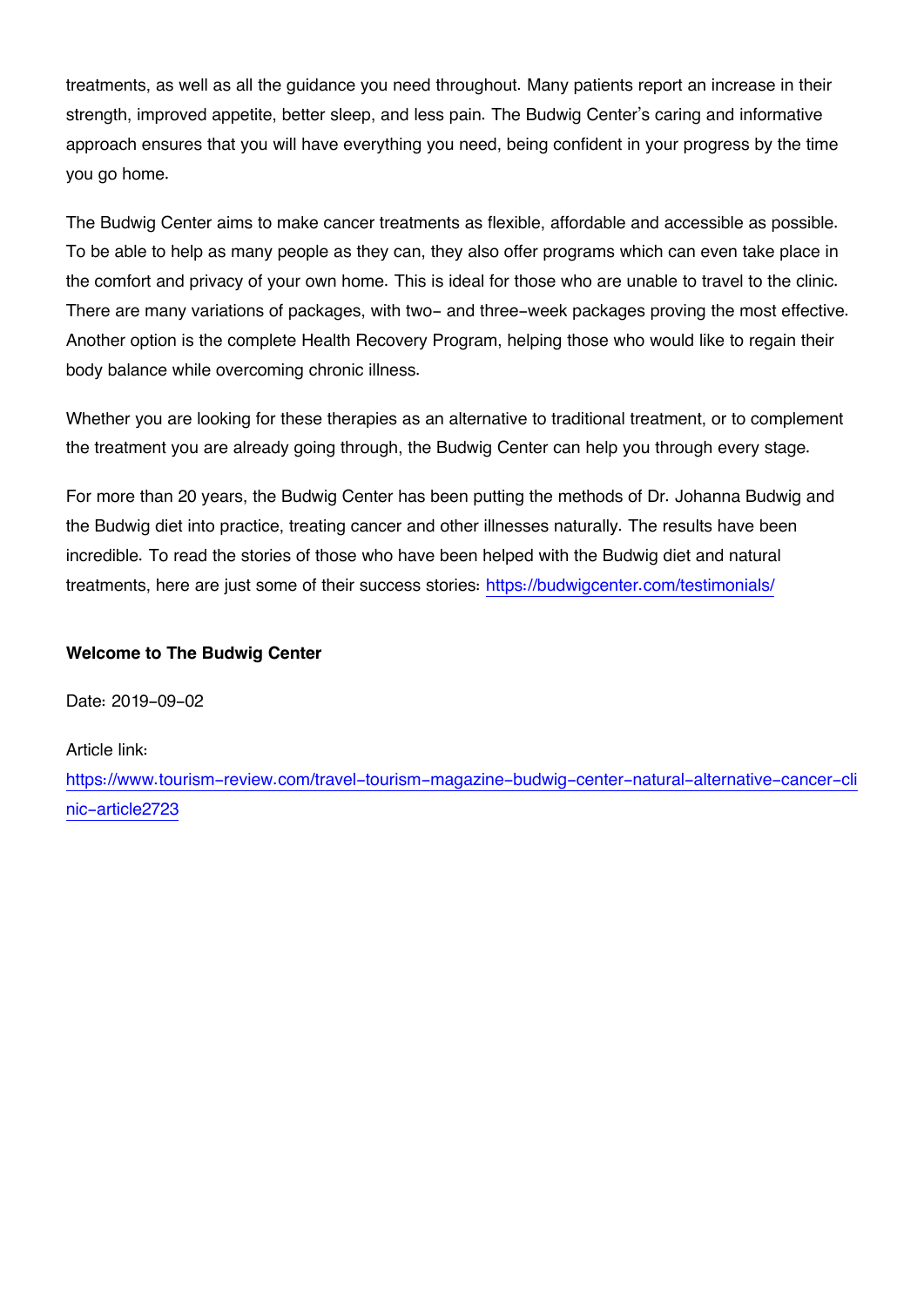treatments, as well as all the guidance you need throughout. Many patients report an increase in their strength, improved appetite, better sleep, and less pain. The Budwig Center's caring and informative approach ensures that you will have everything you need, being confident in your progress by the time you go home.

The Budwig Center aims to make cancer treatments as flexible, affordable and accessible as possible. To be able to help as many people as they can, they also offer programs which can even take place in the comfort and privacy of your own home. This is ideal for those who are unable to travel to the clinic. There are many variations of packages, with two- and three-week packages proving the most effective. Another option is the complete Health Recovery Program, helping those who would like to regain their body balance while overcoming chronic illness.

Whether you are looking for these therapies as an alternative to traditional treatment, or to complement the treatment you are already going through, the Budwig Center can help you through every stage.

For more than 20 years, the Budwig Center has been putting the methods of Dr. Johanna Budwig and the Budwig diet into practice, treating cancer and other illnesses naturally. The results have been incredible. To read the stories of those who have been helped with the Budwig diet and natural treatments, here are just some of their success stories: [https://budwigcenter.com/testimonials/](https://budwigcenter.com/testimonials/)

**Welcome to The Budwig Center**

Date: 2019-09-02

Article link:
[https://www.tourism-review.com/travel-tourism-magazine-budwig-center-natural-alternative-cancer-clinic-article2723](https://www.tourism-review.com/travel-tourism-magazine-budwig-center-natural-alternative-cancer-clinic-article2723)